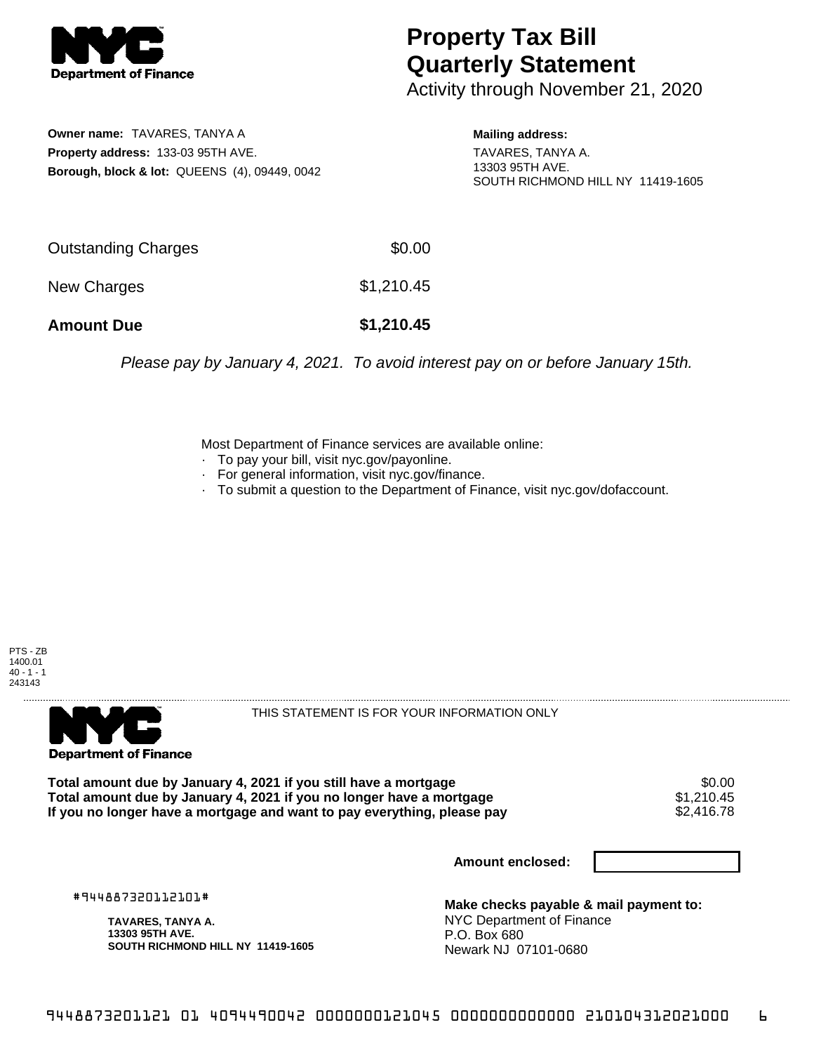# Property Tax Bill Quarterly Statement

Activity through November 21, 2020

**Owner name:** TAVARES, TANYA A
**Property address:** 133-03 95TH AVE.
**Borough, block & lot:** QUEENS (4), 09449, 0042

**Mailing address:**
TAVARES, TANYA A.
13303 95TH AVE.
SOUTH RICHMOND HILL NY 11419-1605

| | |
|---|---|
| Outstanding Charges | $0.00 |
| New Charges | $1,210.45 |
| **Amount Due** | **$1,210.45** |

*Please pay by January 4, 2021. To avoid interest pay on or before January 15th.*

Most Department of Finance services are available online:
- To pay your bill, visit nyc.gov/payonline.
- For general information, visit nyc.gov/finance.
- To submit a question to the Department of Finance, visit nyc.gov/dofaccount.

PTS - ZB
1400.01
40 - 1 - 1
243143

THIS STATEMENT IS FOR YOUR INFORMATION ONLY

| | |
|---|---|
| **Total amount due by January 4, 2021 if you still have a mortgage** | $0.00 |
| **Total amount due by January 4, 2021 if you no longer have a mortgage** | $1,210.45 |
| **If you no longer have a mortgage and want to pay everything, please pay** | $2,416.78 |

**Amount enclosed:**

#944887320112101#

**TAVARES, TANYA A.**
**13303 95TH AVE.**
**SOUTH RICHMOND HILL NY 11419-1605**

**Make checks payable & mail payment to:**
NYC Department of Finance
P.O. Box 680
Newark NJ 07101-0680

9448873201121 01 4094490042 0000000121045 0000000000000 210104312021000 6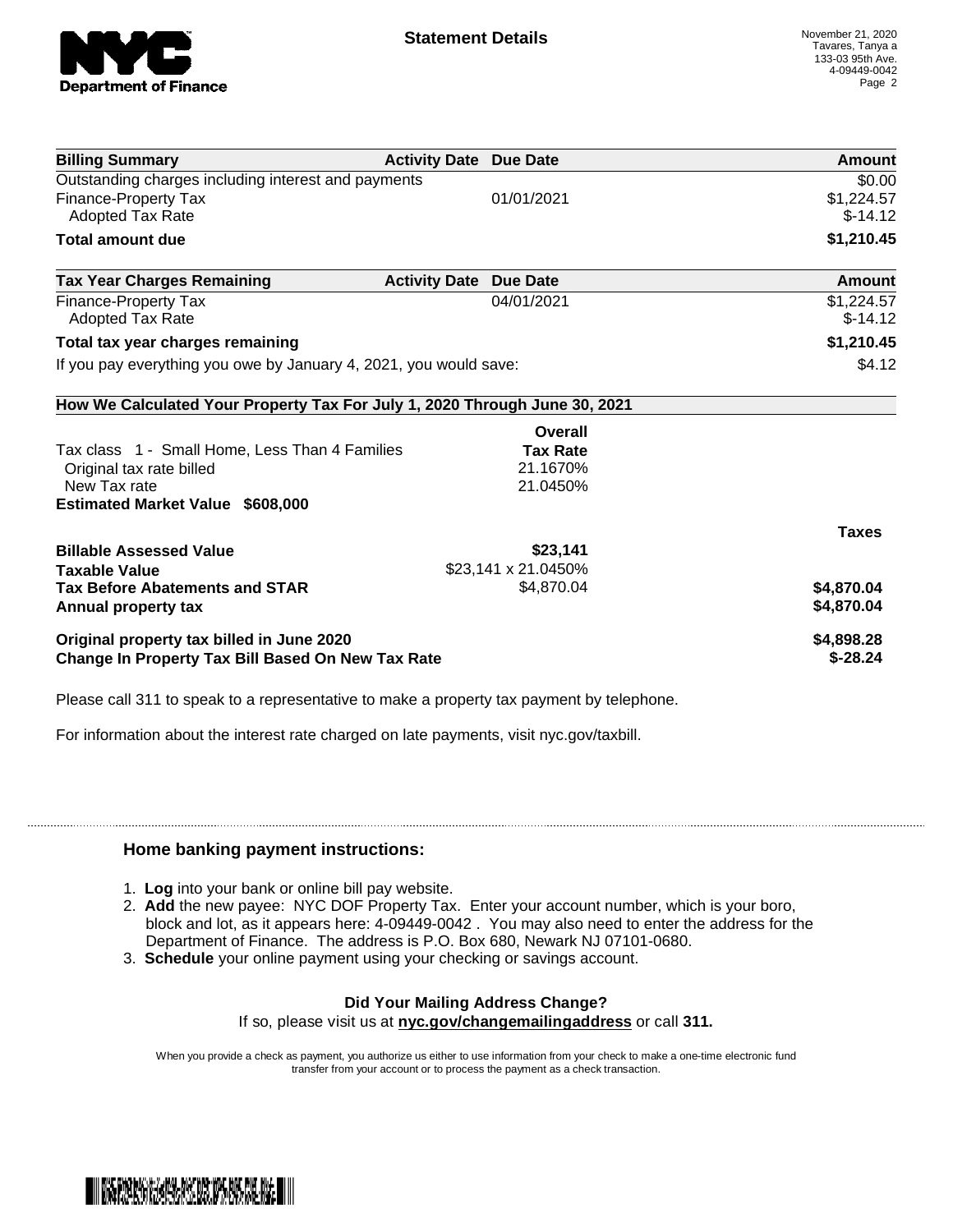## Statement Details

November 21, 2020
Tavares, Tanya a
133-03 95th Ave.
4-09449-0042

| Billing Summary | Activity Date | Due Date | Amount |
|---|---|---|---|
| Outstanding charges including interest and payments | | | $0.00 |
| Finance-Property Tax | | 01/01/2021 | $1,224.57 |
| Adopted Tax Rate | | | $-14.12 |
| **Total amount due** | | | **$1,210.45** |

| Tax Year Charges Remaining | Activity Date | Due Date | Amount |
|---|---|---|---|
| Finance-Property Tax | | 04/01/2021 | $1,224.57 |
| Adopted Tax Rate | | | $-14.12 |
| **Total tax year charges remaining** | | | **$1,210.45** |
| If you pay everything you owe by January 4, 2021, you would save: | | | $4.12 |

**How We Calculated Your Property Tax For July 1, 2020 Through June 30, 2021**

| | Overall Tax Rate | |
|---|---|---|
| Tax class 1 - Small Home, Less Than 4 Families | | |
| Original tax rate billed | 21.1670% | |
| New Tax rate | 21.0450% | |
| **Estimated Market Value $608,000** | | |
| | | **Taxes** |
| **Billable Assessed Value** | **$23,141** | |
| **Taxable Value** | $23,141 x 21.0450% | |
| **Tax Before Abatements and STAR** | $4,870.04 | **$4,870.04** |
| **Annual property tax** | | **$4,870.04** |
| **Original property tax billed in June 2020** | | **$4,898.28** |
| **Change In Property Tax Bill Based On New Tax Rate** | | **$-28.24** |

Please call 311 to speak to a representative to make a property tax payment by telephone.

For information about the interest rate charged on late payments, visit nyc.gov/taxbill.

### Home banking payment instructions:

1. **Log** into your bank or online bill pay website.
2. **Add** the new payee: NYC DOF Property Tax. Enter your account number, which is your boro, block and lot, as it appears here: 4-09449-0042 . You may also need to enter the address for the Department of Finance. The address is P.O. Box 680, Newark NJ 07101-0680.
3. **Schedule** your online payment using your checking or savings account.

**Did Your Mailing Address Change?**
If so, please visit us at **nyc.gov/changemailingaddress** or call **311.**

When you provide a check as payment, you authorize us either to use information from your check to make a one-time electronic fund transfer from your account or to process the payment as a check transaction.